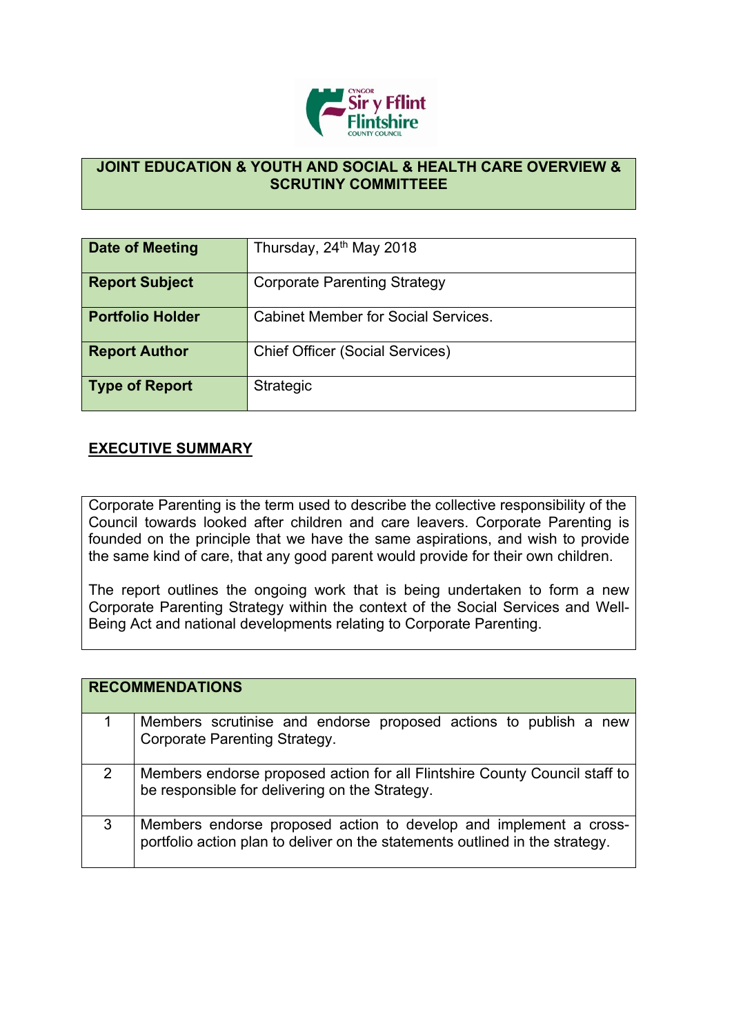**JOINT EDUCATION & YOUTH AND SOCIAL & HEALTH CARE OVERVIEW & SCRUTINY COMMITTEEE**

| | |
|---|---|
| **Date of Meeting** | Thursday, 24th May 2018 |
| **Report Subject** | Corporate Parenting Strategy |
| **Portfolio Holder** | Cabinet Member for Social Services. |
| **Report Author** | Chief Officer (Social Services) |
| **Type of Report** | Strategic |

## EXECUTIVE SUMMARY

Corporate Parenting is the term used to describe the collective responsibility of the Council towards looked after children and care leavers. Corporate Parenting is founded on the principle that we have the same aspirations, and wish to provide the same kind of care, that any good parent would provide for their own children.

The report outlines the ongoing work that is being undertaken to form a new Corporate Parenting Strategy within the context of the Social Services and Well-Being Act and national developments relating to Corporate Parenting.

| RECOMMENDATIONS | |
|---|---|
| 1 | Members scrutinise and endorse proposed actions to publish a new Corporate Parenting Strategy. |
| 2 | Members endorse proposed action for all Flintshire County Council staff to be responsible for delivering on the Strategy. |
| 3 | Members endorse proposed action to develop and implement a cross-portfolio action plan to deliver on the statements outlined in the strategy. |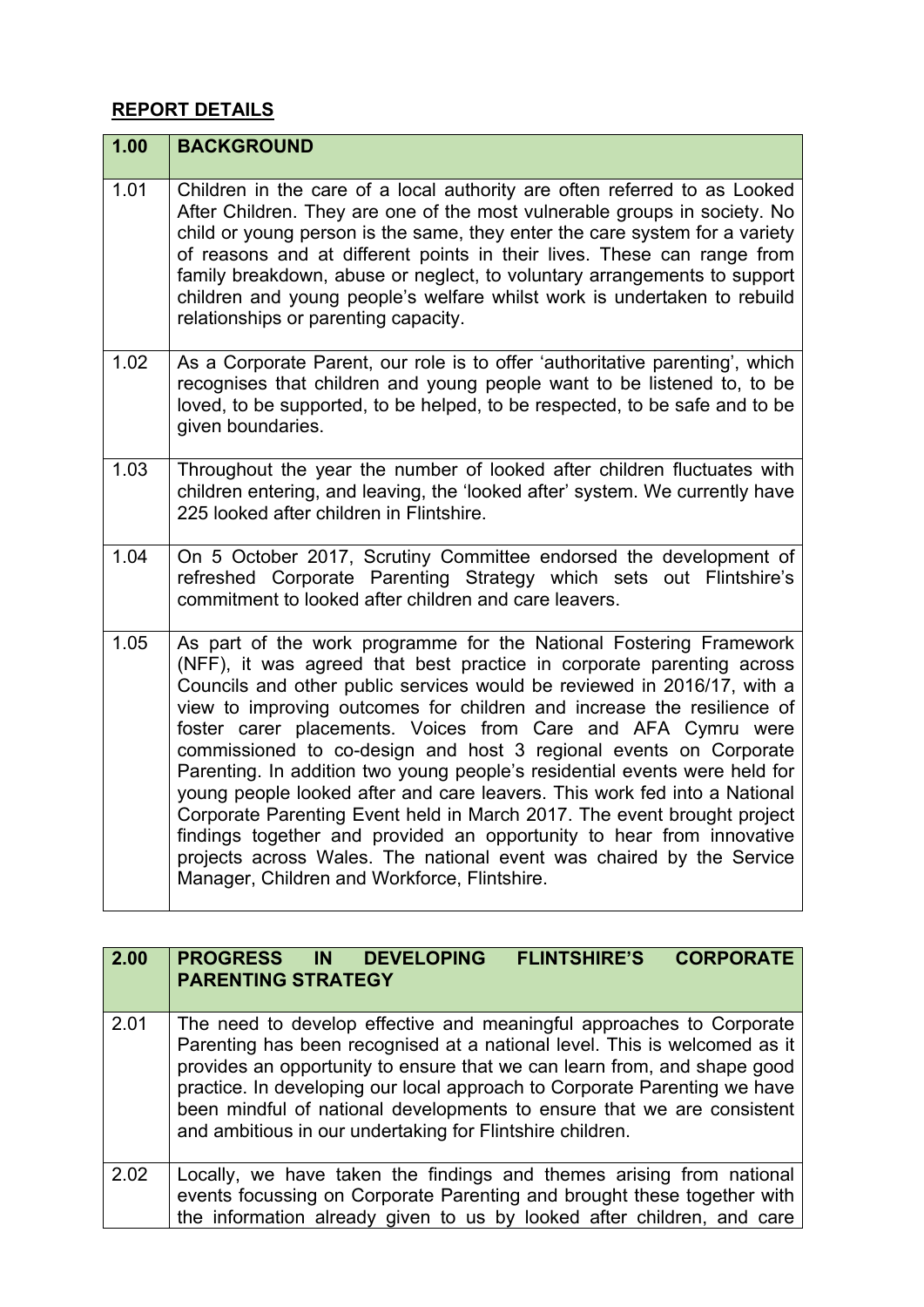## REPORT DETAILS

| 1.00 | BACKGROUND |
|---|---|
| 1.01 | Children in the care of a local authority are often referred to as Looked After Children. They are one of the most vulnerable groups in society. No child or young person is the same, they enter the care system for a variety of reasons and at different points in their lives. These can range from family breakdown, abuse or neglect, to voluntary arrangements to support children and young people's welfare whilst work is undertaken to rebuild relationships or parenting capacity. |
| 1.02 | As a Corporate Parent, our role is to offer 'authoritative parenting', which recognises that children and young people want to be listened to, to be loved, to be supported, to be helped, to be respected, to be safe and to be given boundaries. |
| 1.03 | Throughout the year the number of looked after children fluctuates with children entering, and leaving, the 'looked after' system. We currently have 225 looked after children in Flintshire. |
| 1.04 | On 5 October 2017, Scrutiny Committee endorsed the development of refreshed Corporate Parenting Strategy which sets out Flintshire's commitment to looked after children and care leavers. |
| 1.05 | As part of the work programme for the National Fostering Framework (NFF), it was agreed that best practice in corporate parenting across Councils and other public services would be reviewed in 2016/17, with a view to improving outcomes for children and increase the resilience of foster carer placements. Voices from Care and AFA Cymru were commissioned to co-design and host 3 regional events on Corporate Parenting. In addition two young people's residential events were held for young people looked after and care leavers. This work fed into a National Corporate Parenting Event held in March 2017. The event brought project findings together and provided an opportunity to hear from innovative projects across Wales. The national event was chaired by the Service Manager, Children and Workforce, Flintshire. |

| 2.00 | PROGRESS IN DEVELOPING FLINTSHIRE'S CORPORATE PARENTING STRATEGY |
|---|---|
| 2.01 | The need to develop effective and meaningful approaches to Corporate Parenting has been recognised at a national level. This is welcomed as it provides an opportunity to ensure that we can learn from, and shape good practice. In developing our local approach to Corporate Parenting we have been mindful of national developments to ensure that we are consistent and ambitious in our undertaking for Flintshire children. |
| 2.02 | Locally, we have taken the findings and themes arising from national events focussing on Corporate Parenting and brought these together with the information already given to us by looked after children, and care |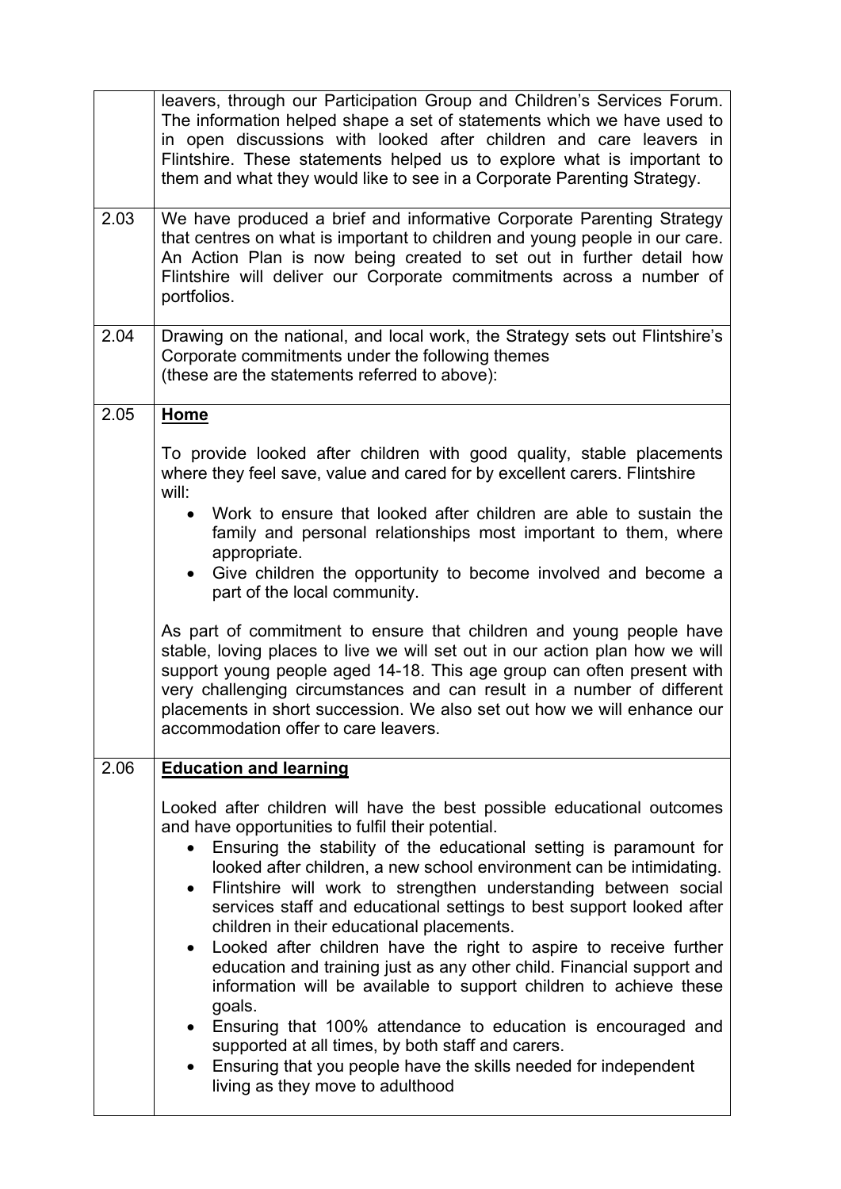| | |
|---|---|
| | leavers, through our Participation Group and Children's Services Forum. The information helped shape a set of statements which we have used to in open discussions with looked after children and care leavers in Flintshire. These statements helped us to explore what is important to them and what they would like to see in a Corporate Parenting Strategy. |
| 2.03 | We have produced a brief and informative Corporate Parenting Strategy that centres on what is important to children and young people in our care. An Action Plan is now being created to set out in further detail how Flintshire will deliver our Corporate commitments across a number of portfolios. |
| 2.04 | Drawing on the national, and local work, the Strategy sets out Flintshire's Corporate commitments under the following themes<br>(these are the statements referred to above): |
| 2.05 | **Home**<br><br>To provide looked after children with good quality, stable placements where they feel save, value and cared for by excellent carers. Flintshire will:<br>• Work to ensure that looked after children are able to sustain the family and personal relationships most important to them, where appropriate.<br>• Give children the opportunity to become involved and become a part of the local community.<br><br>As part of commitment to ensure that children and young people have stable, loving places to live we will set out in our action plan how we will support young people aged 14-18. This age group can often present with very challenging circumstances and can result in a number of different placements in short succession. We also set out how we will enhance our accommodation offer to care leavers. |
| 2.06 | **Education and learning**<br><br>Looked after children will have the best possible educational outcomes and have opportunities to fulfil their potential.<br>• Ensuring the stability of the educational setting is paramount for looked after children, a new school environment can be intimidating.<br>• Flintshire will work to strengthen understanding between social services staff and educational settings to best support looked after children in their educational placements.<br>• Looked after children have the right to aspire to receive further education and training just as any other child. Financial support and information will be available to support children to achieve these goals.<br>• Ensuring that 100% attendance to education is encouraged and supported at all times, by both staff and carers.<br>• Ensuring that you people have the skills needed for independent living as they move to adulthood |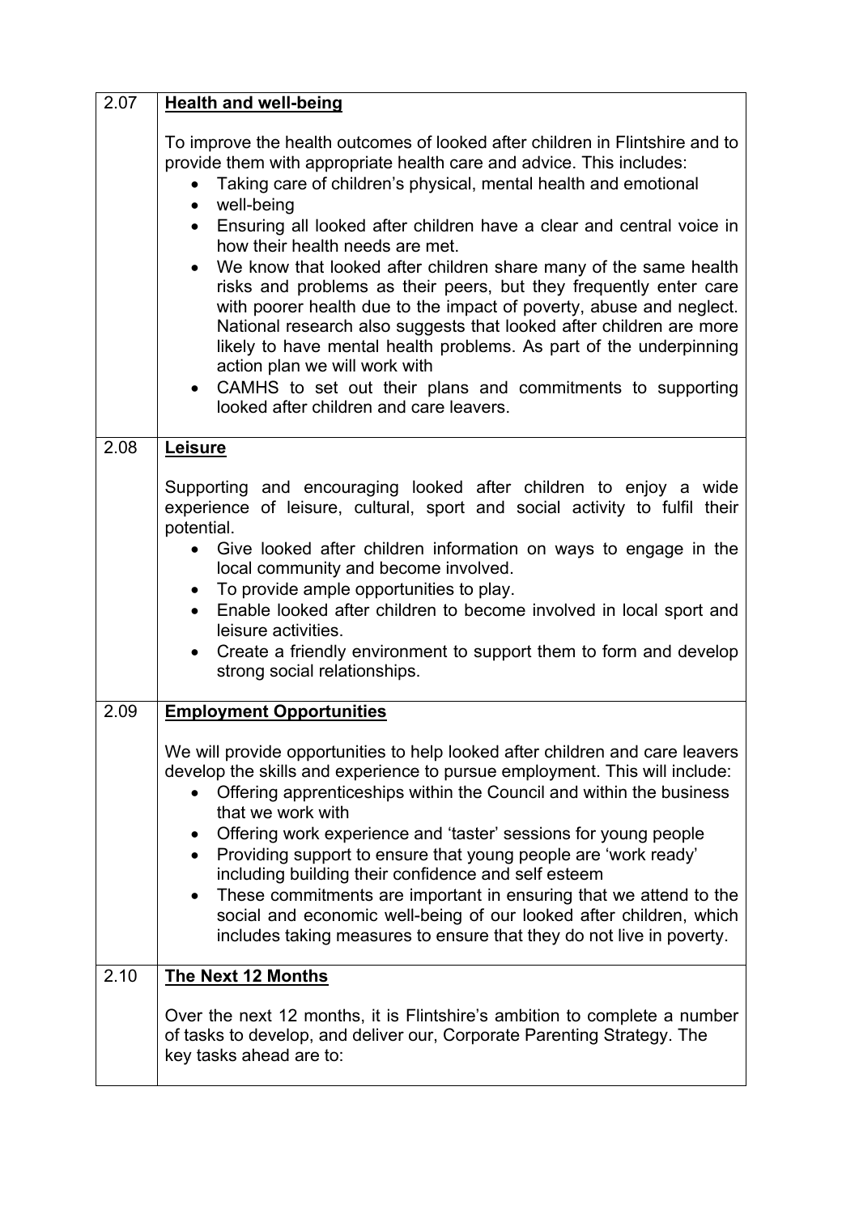| | |
|---|---|
| 2.07 | **Health and well-being**<br><br>To improve the health outcomes of looked after children in Flintshire and to provide them with appropriate health care and advice. This includes:<br>• Taking care of children's physical, mental health and emotional<br>• well-being<br>• Ensuring all looked after children have a clear and central voice in how their health needs are met.<br>• We know that looked after children share many of the same health risks and problems as their peers, but they frequently enter care with poorer health due to the impact of poverty, abuse and neglect. National research also suggests that looked after children are more likely to have mental health problems. As part of the underpinning action plan we will work with<br>• CAMHS to set out their plans and commitments to supporting looked after children and care leavers. |
| 2.08 | **Leisure**<br><br>Supporting and encouraging looked after children to enjoy a wide experience of leisure, cultural, sport and social activity to fulfil their potential.<br>• Give looked after children information on ways to engage in the local community and become involved.<br>• To provide ample opportunities to play.<br>• Enable looked after children to become involved in local sport and leisure activities.<br>• Create a friendly environment to support them to form and develop strong social relationships. |
| 2.09 | **Employment Opportunities**<br><br>We will provide opportunities to help looked after children and care leavers develop the skills and experience to pursue employment. This will include:<br>• Offering apprenticeships within the Council and within the business that we work with<br>• Offering work experience and 'taster' sessions for young people<br>• Providing support to ensure that young people are 'work ready' including building their confidence and self esteem<br>• These commitments are important in ensuring that we attend to the social and economic well-being of our looked after children, which includes taking measures to ensure that they do not live in poverty. |
| 2.10 | **The Next 12 Months**<br><br>Over the next 12 months, it is Flintshire's ambition to complete a number of tasks to develop, and deliver our, Corporate Parenting Strategy. The key tasks ahead are to: |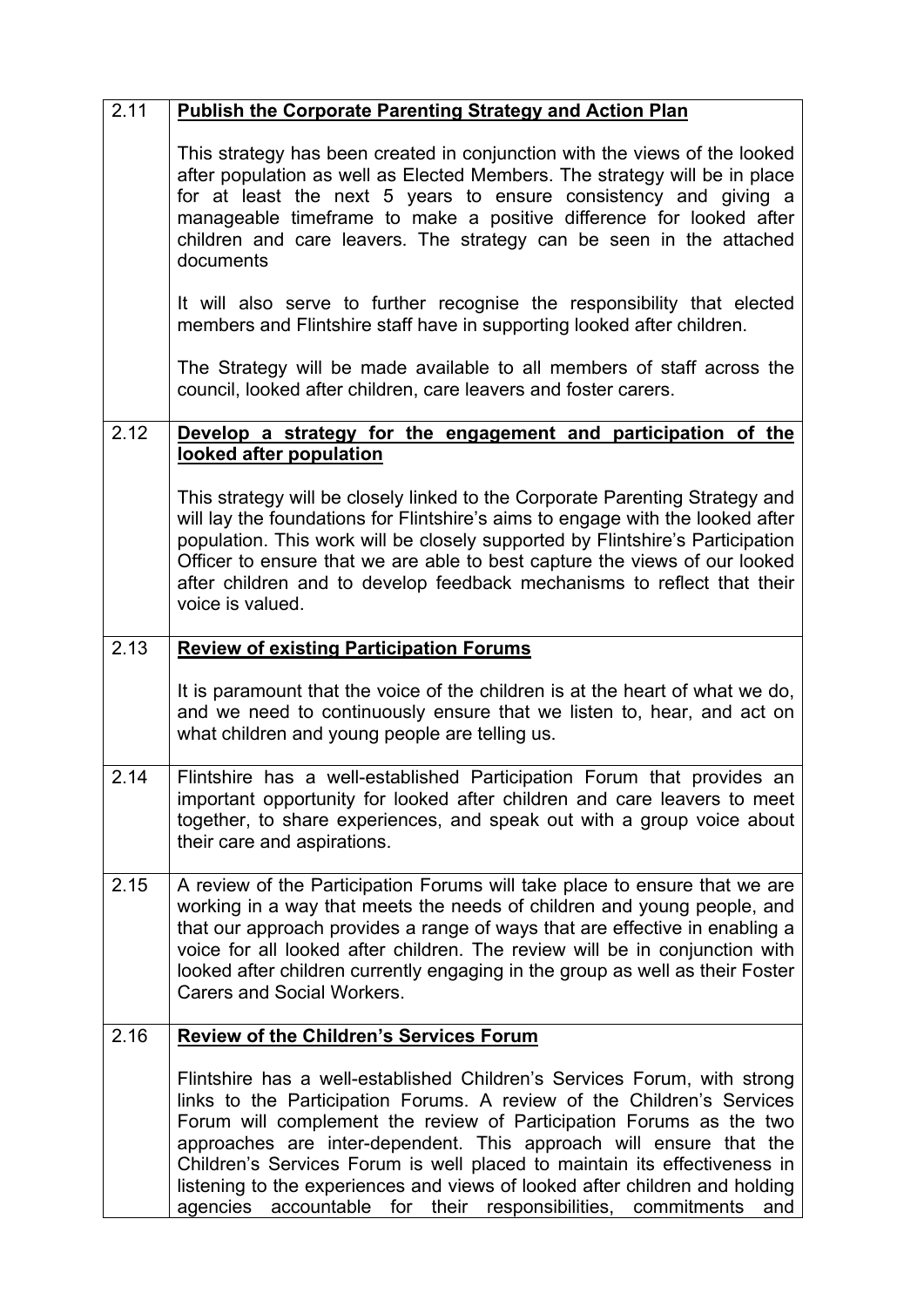| | |
|---|---|
| 2.11 | **Publish the Corporate Parenting Strategy and Action Plan**<br><br>This strategy has been created in conjunction with the views of the looked after population as well as Elected Members. The strategy will be in place for at least the next 5 years to ensure consistency and giving a manageable timeframe to make a positive difference for looked after children and care leavers. The strategy can be seen in the attached documents<br><br>It will also serve to further recognise the responsibility that elected members and Flintshire staff have in supporting looked after children.<br><br>The Strategy will be made available to all members of staff across the council, looked after children, care leavers and foster carers. |
| 2.12 | **Develop a strategy for the engagement and participation of the looked after population**<br><br>This strategy will be closely linked to the Corporate Parenting Strategy and will lay the foundations for Flintshire's aims to engage with the looked after population. This work will be closely supported by Flintshire's Participation Officer to ensure that we are able to best capture the views of our looked after children and to develop feedback mechanisms to reflect that their voice is valued. |
| 2.13 | **Review of existing Participation Forums**<br><br>It is paramount that the voice of the children is at the heart of what we do, and we need to continuously ensure that we listen to, hear, and act on what children and young people are telling us. |
| 2.14 | Flintshire has a well-established Participation Forum that provides an important opportunity for looked after children and care leavers to meet together, to share experiences, and speak out with a group voice about their care and aspirations. |
| 2.15 | A review of the Participation Forums will take place to ensure that we are working in a way that meets the needs of children and young people, and that our approach provides a range of ways that are effective in enabling a voice for all looked after children. The review will be in conjunction with looked after children currently engaging in the group as well as their Foster Carers and Social Workers. |
| 2.16 | **Review of the Children's Services Forum**<br><br>Flintshire has a well-established Children's Services Forum, with strong links to the Participation Forums. A review of the Children's Services Forum will complement the review of Participation Forums as the two approaches are inter-dependent. This approach will ensure that the Children's Services Forum is well placed to maintain its effectiveness in listening to the experiences and views of looked after children and holding agencies accountable for their responsibilities, commitments and |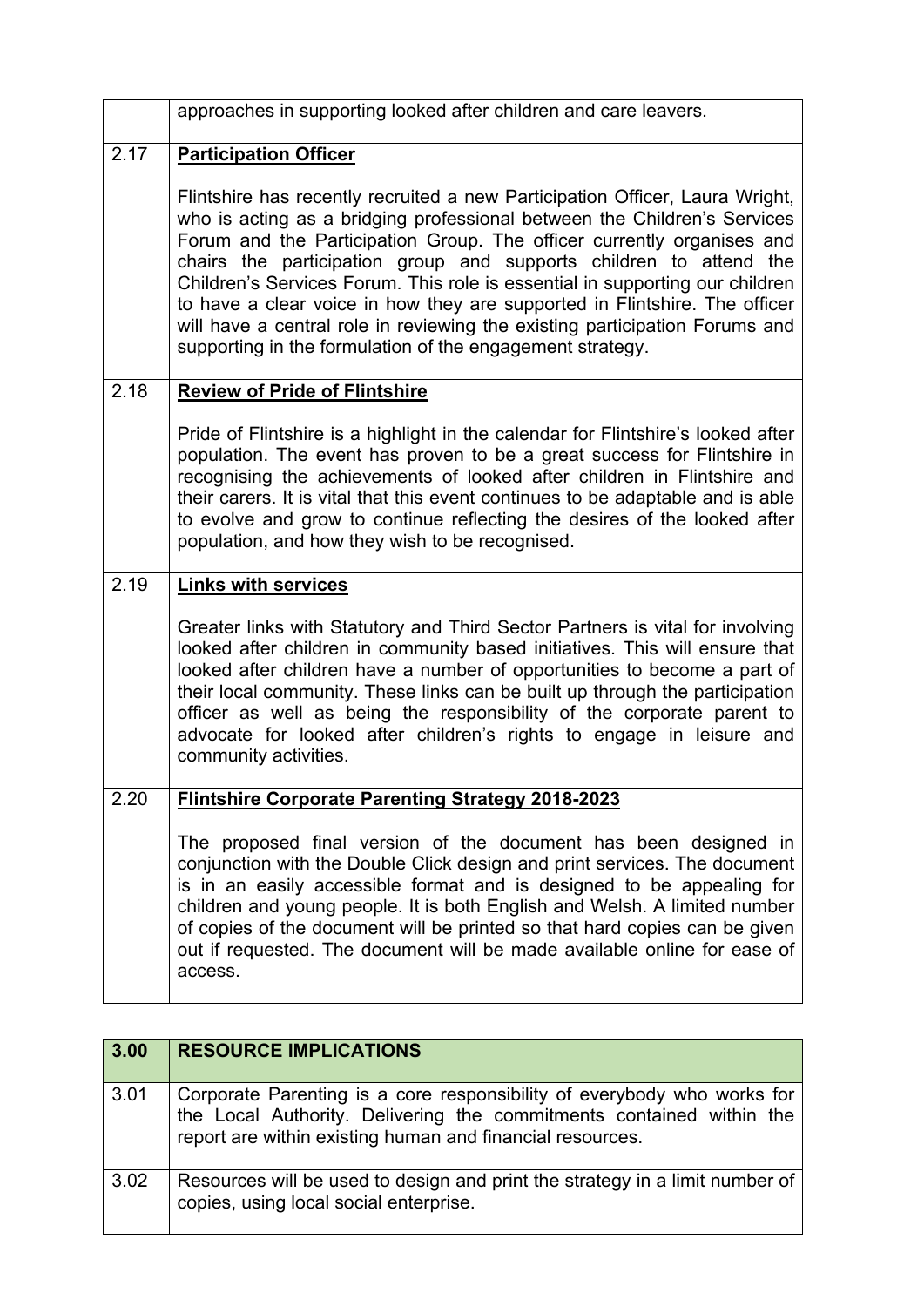| | |
|---|---|
| | approaches in supporting looked after children and care leavers. |
| 2.17 | **Participation Officer**<br><br>Flintshire has recently recruited a new Participation Officer, Laura Wright, who is acting as a bridging professional between the Children's Services Forum and the Participation Group. The officer currently organises and chairs the participation group and supports children to attend the Children's Services Forum. This role is essential in supporting our children to have a clear voice in how they are supported in Flintshire. The officer will have a central role in reviewing the existing participation Forums and supporting in the formulation of the engagement strategy. |
| 2.18 | **Review of Pride of Flintshire**<br><br>Pride of Flintshire is a highlight in the calendar for Flintshire's looked after population. The event has proven to be a great success for Flintshire in recognising the achievements of looked after children in Flintshire and their carers. It is vital that this event continues to be adaptable and is able to evolve and grow to continue reflecting the desires of the looked after population, and how they wish to be recognised. |
| 2.19 | **Links with services**<br><br>Greater links with Statutory and Third Sector Partners is vital for involving looked after children in community based initiatives. This will ensure that looked after children have a number of opportunities to become a part of their local community. These links can be built up through the participation officer as well as being the responsibility of the corporate parent to advocate for looked after children's rights to engage in leisure and community activities. |
| 2.20 | **Flintshire Corporate Parenting Strategy 2018-2023**<br><br>The proposed final version of the document has been designed in conjunction with the Double Click design and print services. The document is in an easily accessible format and is designed to be appealing for children and young people. It is both English and Welsh. A limited number of copies of the document will be printed so that hard copies can be given out if requested. The document will be made available online for ease of access. |

| 3.00 | RESOURCE IMPLICATIONS |
|---|---|
| 3.01 | Corporate Parenting is a core responsibility of everybody who works for the Local Authority. Delivering the commitments contained within the report are within existing human and financial resources. |
| 3.02 | Resources will be used to design and print the strategy in a limit number of copies, using local social enterprise. |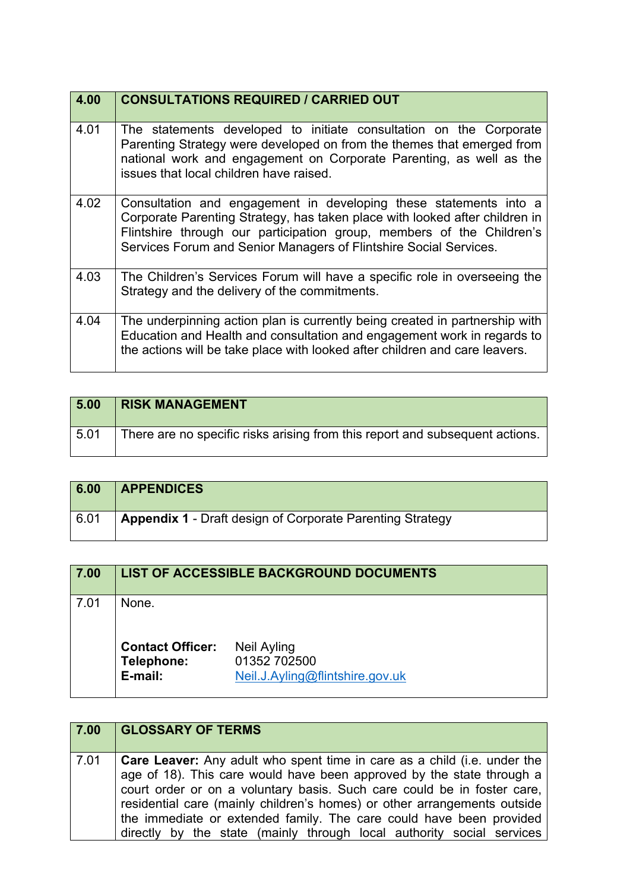| 4.00 | CONSULTATIONS REQUIRED / CARRIED OUT |
|---|---|
| 4.01 | The statements developed to initiate consultation on the Corporate Parenting Strategy were developed on from the themes that emerged from national work and engagement on Corporate Parenting, as well as the issues that local children have raised. |
| 4.02 | Consultation and engagement in developing these statements into a Corporate Parenting Strategy, has taken place with looked after children in Flintshire through our participation group, members of the Children's Services Forum and Senior Managers of Flintshire Social Services. |
| 4.03 | The Children's Services Forum will have a specific role in overseeing the Strategy and the delivery of the commitments. |
| 4.04 | The underpinning action plan is currently being created in partnership with Education and Health and consultation and engagement work in regards to the actions will be take place with looked after children and care leavers. |

| 5.00 | RISK MANAGEMENT |
|---|---|
| 5.01 | There are no specific risks arising from this report and subsequent actions. |

| 6.00 | APPENDICES |
|---|---|
| 6.01 | **Appendix 1** - Draft design of Corporate Parenting Strategy |

| 7.00 | LIST OF ACCESSIBLE BACKGROUND DOCUMENTS |
|---|---|
| 7.01 | None.<br><br>**Contact Officer:** Neil Ayling<br>**Telephone:** 01352 702500<br>**E-mail:** Neil.J.Ayling@flintshire.gov.uk |

| 7.00 | GLOSSARY OF TERMS |
|---|---|
| 7.01 | **Care Leaver:** Any adult who spent time in care as a child (i.e. under the age of 18). This care would have been approved by the state through a court order or on a voluntary basis. Such care could be in foster care, residential care (mainly children's homes) or other arrangements outside the immediate or extended family. The care could have been provided directly by the state (mainly through local authority social services |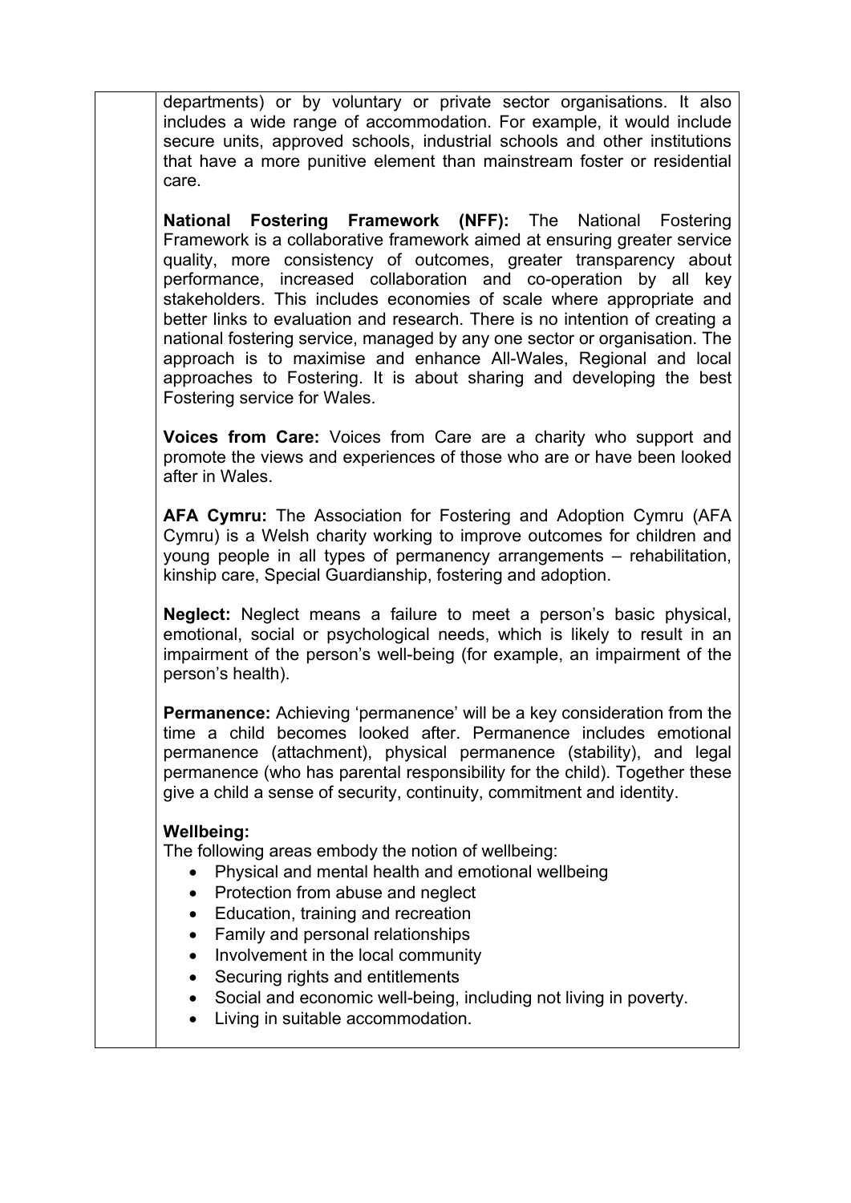departments) or by voluntary or private sector organisations. It also includes a wide range of accommodation. For example, it would include secure units, approved schools, industrial schools and other institutions that have a more punitive element than mainstream foster or residential care.

**National Fostering Framework (NFF):** The National Fostering Framework is a collaborative framework aimed at ensuring greater service quality, more consistency of outcomes, greater transparency about performance, increased collaboration and co-operation by all key stakeholders. This includes economies of scale where appropriate and better links to evaluation and research. There is no intention of creating a national fostering service, managed by any one sector or organisation. The approach is to maximise and enhance All-Wales, Regional and local approaches to Fostering. It is about sharing and developing the best Fostering service for Wales.

**Voices from Care:** Voices from Care are a charity who support and promote the views and experiences of those who are or have been looked after in Wales.

**AFA Cymru:** The Association for Fostering and Adoption Cymru (AFA Cymru) is a Welsh charity working to improve outcomes for children and young people in all types of permanency arrangements – rehabilitation, kinship care, Special Guardianship, fostering and adoption.

**Neglect:** Neglect means a failure to meet a person's basic physical, emotional, social or psychological needs, which is likely to result in an impairment of the person's well-being (for example, an impairment of the person's health).

**Permanence:** Achieving 'permanence' will be a key consideration from the time a child becomes looked after. Permanence includes emotional permanence (attachment), physical permanence (stability), and legal permanence (who has parental responsibility for the child). Together these give a child a sense of security, continuity, commitment and identity.

**Wellbeing:**
The following areas embody the notion of wellbeing:

- Physical and mental health and emotional wellbeing
- Protection from abuse and neglect
- Education, training and recreation
- Family and personal relationships
- Involvement in the local community
- Securing rights and entitlements
- Social and economic well-being, including not living in poverty.
- Living in suitable accommodation.